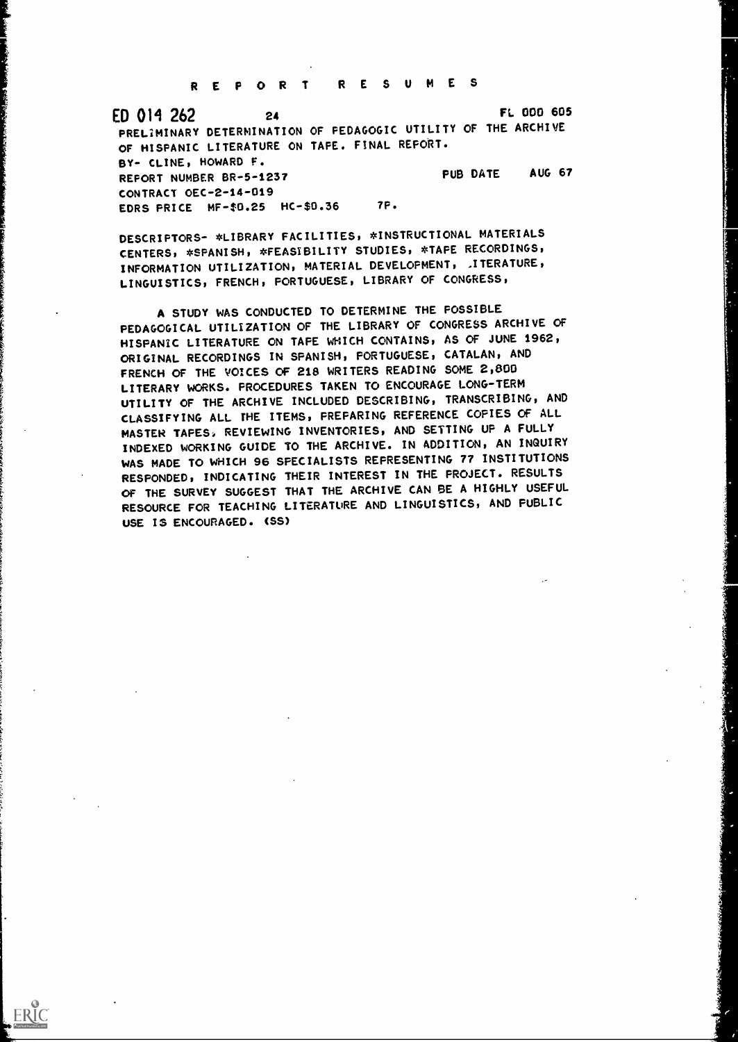# R E P O R T   R E S U M E S

ED 014 262   24   FL 000 605

PRELIMINARY DETERMINATION OF PEDAGOGIC UTILITY OF THE ARCHIVE OF HISPANIC LITERATURE ON TAPE. FINAL REPORT.

BY- CLINE, HOWARD F.

REPORT NUMBER BR-5-1237   PUB DATE AUG 67

CONTRACT OEC-2-14-019

EDRS PRICE MF-$0.25 HC-$0.36   7P.

DESCRIPTORS- *LIBRARY FACILITIES, *INSTRUCTIONAL MATERIALS CENTERS, *SPANISH, *FEASIBILITY STUDIES, *TAPE RECORDINGS, INFORMATION UTILIZATION, MATERIAL DEVELOPMENT, LITERATURE, LINGUISTICS, FRENCH, PORTUGUESE, LIBRARY OF CONGRESS,

A STUDY WAS CONDUCTED TO DETERMINE THE POSSIBLE PEDAGOGICAL UTILIZATION OF THE LIBRARY OF CONGRESS ARCHIVE OF HISPANIC LITERATURE ON TAPE WHICH CONTAINS, AS OF JUNE 1962, ORIGINAL RECORDINGS IN SPANISH, PORTUGUESE, CATALAN, AND FRENCH OF THE VOICES OF 218 WRITERS READING SOME 2,800 LITERARY WORKS. PROCEDURES TAKEN TO ENCOURAGE LONG-TERM UTILITY OF THE ARCHIVE INCLUDED DESCRIBING, TRANSCRIBING, AND CLASSIFYING ALL THE ITEMS, PREPARING REFERENCE COPIES OF ALL MASTER TAPES, REVIEWING INVENTORIES, AND SETTING UP A FULLY INDEXED WORKING GUIDE TO THE ARCHIVE. IN ADDITION, AN INQUIRY WAS MADE TO WHICH 96 SPECIALISTS REPRESENTING 77 INSTITUTIONS RESPONDED, INDICATING THEIR INTEREST IN THE PROJECT. RESULTS OF THE SURVEY SUGGEST THAT THE ARCHIVE CAN BE A HIGHLY USEFUL RESOURCE FOR TEACHING LITERATURE AND LINGUISTICS, AND PUBLIC USE IS ENCOURAGED. (SS)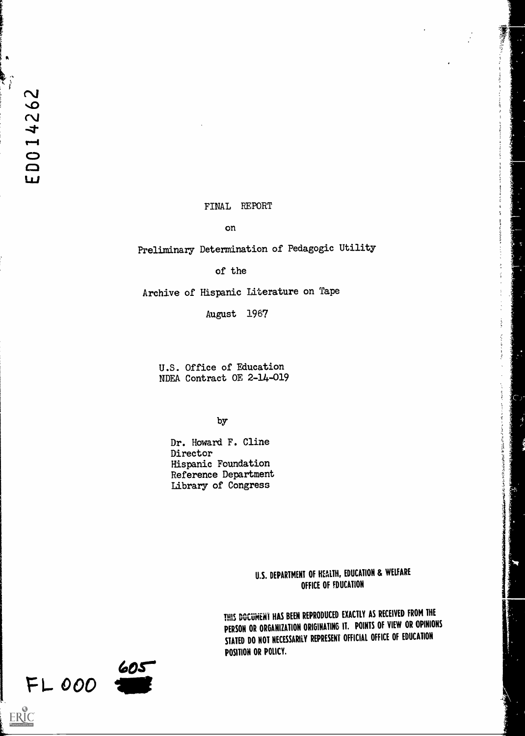ED014262

FINAL REPORT

on

Preliminary Determination of Pedagogic Utility

of the

Archive of Hispanic Literature on Tape

August 1967

U.S. Office of Education
NDEA Contract OE 2-14-019

by

Dr. Howard F. Cline
Director
Hispanic Foundation
Reference Department
Library of Congress

U.S. DEPARTMENT OF HEALTH, EDUCATION & WELFARE
OFFICE OF EDUCATION

THIS DOCUMENT HAS BEEN REPRODUCED EXACTLY AS RECEIVED FROM THE PERSON OR ORGANIZATION ORIGINATING IT. POINTS OF VIEW OR OPINIONS STATED DO NOT NECESSARILY REPRESENT OFFICIAL OFFICE OF EDUCATION POSITION OR POLICY.

FL 000 605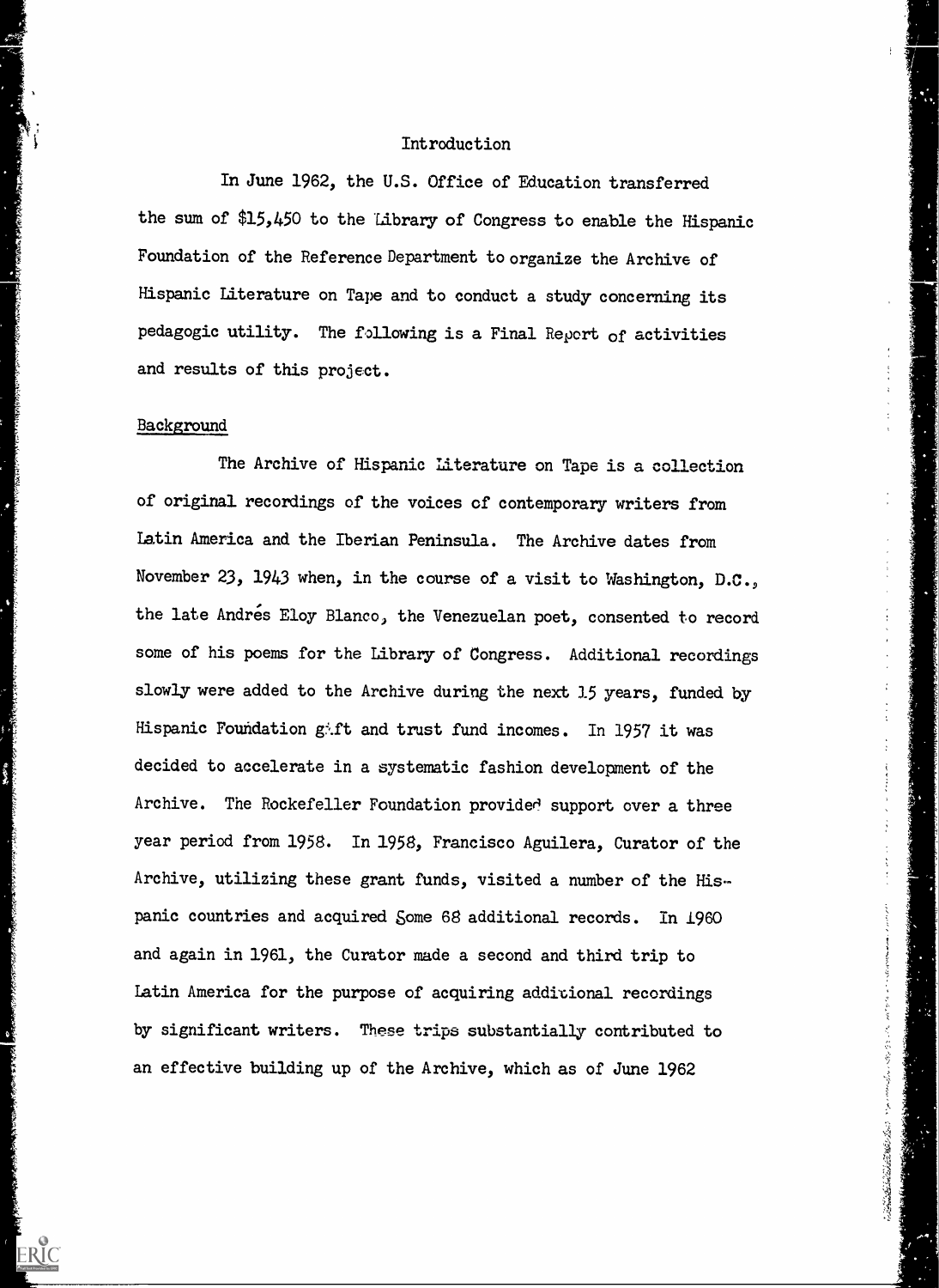## Introduction

In June 1962, the U.S. Office of Education transferred the sum of $15,450 to the Library of Congress to enable the Hispanic Foundation of the Reference Department to organize the Archive of Hispanic Literature on Tape and to conduct a study concerning its pedagogic utility. The following is a Final Report of activities and results of this project.

### Background

The Archive of Hispanic Literature on Tape is a collection of original recordings of the voices of contemporary writers from Latin America and the Iberian Peninsula. The Archive dates from November 23, 1943 when, in the course of a visit to Washington, D.C., the late Andrés Eloy Blanco, the Venezuelan poet, consented to record some of his poems for the Library of Congress. Additional recordings slowly were added to the Archive during the next 15 years, funded by Hispanic Foundation gift and trust fund incomes. In 1957 it was decided to accelerate in a systematic fashion development of the Archive. The Rockefeller Foundation provided support over a three year period from 1958. In 1958, Francisco Aguilera, Curator of the Archive, utilizing these grant funds, visited a number of the Hispanic countries and acquired some 68 additional records. In 1960 and again in 1961, the Curator made a second and third trip to Latin America for the purpose of acquiring additional recordings by significant writers. These trips substantially contributed to an effective building up of the Archive, which as of June 1962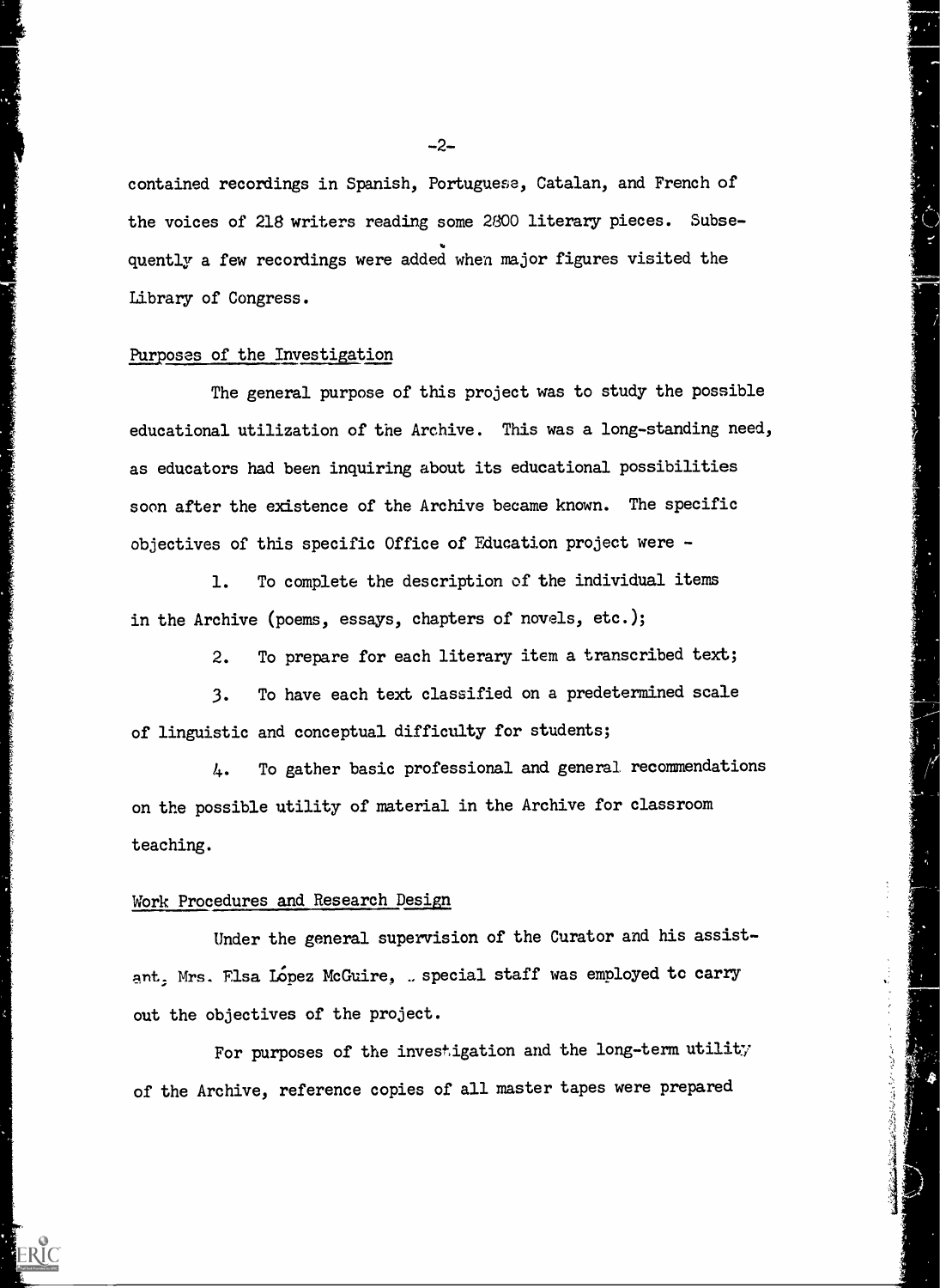contained recordings in Spanish, Portuguese, Catalan, and French of the voices of 218 writers reading some 2800 literary pieces. Subsequently a few recordings were added when major figures visited the Library of Congress.

## Purposes of the Investigation

The general purpose of this project was to study the possible educational utilization of the Archive. This was a long-standing need, as educators had been inquiring about its educational possibilities soon after the existence of the Archive became known. The specific objectives of this specific Office of Education project were -

1. To complete the description of the individual items in the Archive (poems, essays, chapters of novels, etc.);

2. To prepare for each literary item a transcribed text;

3. To have each text classified on a predetermined scale of linguistic and conceptual difficulty for students;

4. To gather basic professional and general recommendations on the possible utility of material in the Archive for classroom teaching.

## Work Procedures and Research Design

Under the general supervision of the Curator and his assistant, Mrs. Elsa López McGuire, a special staff was employed to carry out the objectives of the project.

For purposes of the investigation and the long-term utility of the Archive, reference copies of all master tapes were prepared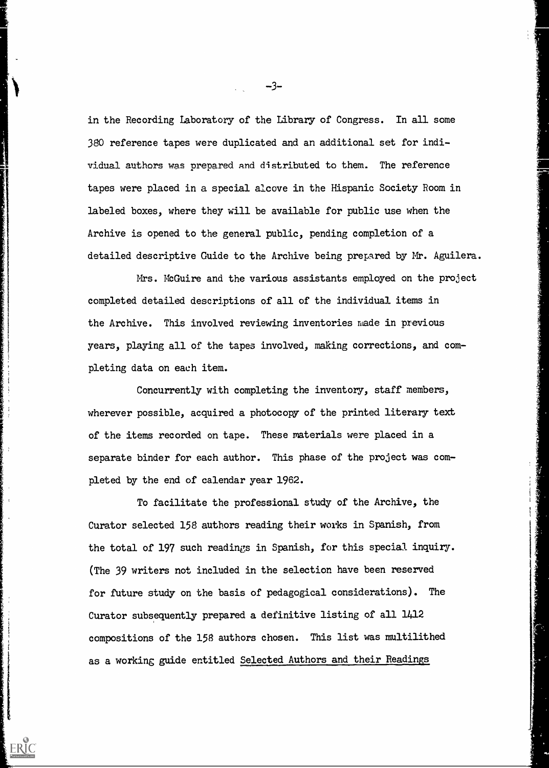in the Recording Laboratory of the Library of Congress. In all some 380 reference tapes were duplicated and an additional set for individual authors was prepared and distributed to them. The reference tapes were placed in a special alcove in the Hispanic Society Room in labeled boxes, where they will be available for public use when the Archive is opened to the general public, pending completion of a detailed descriptive Guide to the Archive being prepared by Mr. Aguilera.

Mrs. McGuire and the various assistants employed on the project completed detailed descriptions of all of the individual items in the Archive. This involved reviewing inventories made in previous years, playing all of the tapes involved, making corrections, and completing data on each item.

Concurrently with completing the inventory, staff members, wherever possible, acquired a photocopy of the printed literary text of the items recorded on tape. These materials were placed in a separate binder for each author. This phase of the project was completed by the end of calendar year 1962.

To facilitate the professional study of the Archive, the Curator selected 158 authors reading their works in Spanish, from the total of 197 such readings in Spanish, for this special inquiry. (The 39 writers not included in the selection have been reserved for future study on the basis of pedagogical considerations). The Curator subsequently prepared a definitive listing of all 1412 compositions of the 158 authors chosen. This list was multilithed as a working guide entitled Selected Authors and their Readings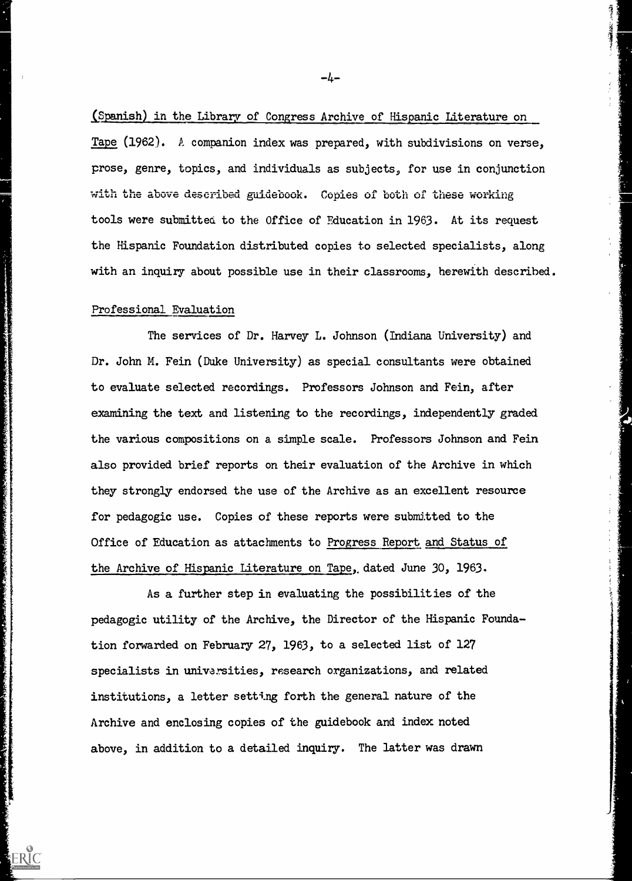(Spanish) in the Library of Congress Archive of Hispanic Literature on Tape (1962). A companion index was prepared, with subdivisions on verse, prose, genre, topics, and individuals as subjects, for use in conjunction with the above described guidebook. Copies of both of these working tools were submitted to the Office of Education in 1963. At its request the Hispanic Foundation distributed copies to selected specialists, along with an inquiry about possible use in their classrooms, herewith described.

## Professional Evaluation

The services of Dr. Harvey L. Johnson (Indiana University) and Dr. John M. Fein (Duke University) as special consultants were obtained to evaluate selected recordings. Professors Johnson and Fein, after examining the text and listening to the recordings, independently graded the various compositions on a simple scale. Professors Johnson and Fein also provided brief reports on their evaluation of the Archive in which they strongly endorsed the use of the Archive as an excellent resource for pedagogic use. Copies of these reports were submitted to the Office of Education as attachments to Progress Report and Status of the Archive of Hispanic Literature on Tape, dated June 30, 1963.

As a further step in evaluating the possibilities of the pedagogic utility of the Archive, the Director of the Hispanic Foundation forwarded on February 27, 1963, to a selected list of 127 specialists in universities, research organizations, and related institutions, a letter setting forth the general nature of the Archive and enclosing copies of the guidebook and index noted above, in addition to a detailed inquiry. The latter was drawn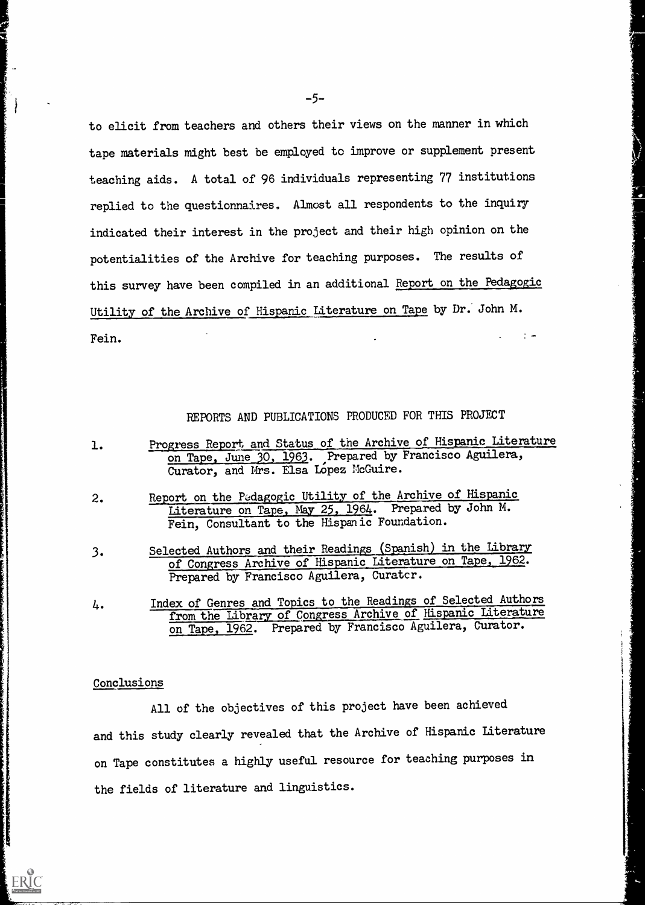to elicit from teachers and others their views on the manner in which tape materials might best be employed to improve or supplement present teaching aids. A total of 96 individuals representing 77 institutions replied to the questionnaires. Almost all respondents to the inquiry indicated their interest in the project and their high opinion on the potentialities of the Archive for teaching purposes. The results of this survey have been compiled in an additional Report on the Pedagogic Utility of the Archive of Hispanic Literature on Tape by Dr. John M. Fein.

## REPORTS AND PUBLICATIONS PRODUCED FOR THIS PROJECT

1. Progress Report and Status of the Archive of Hispanic Literature on Tape, June 30, 1963. Prepared by Francisco Aguilera, Curator, and Mrs. Elsa López McGuire.

2. Report on the Pedagogic Utility of the Archive of Hispanic Literature on Tape, May 25, 1964. Prepared by John M. Fein, Consultant to the Hispanic Foundation.

3. Selected Authors and their Readings (Spanish) in the Library of Congress Archive of Hispanic Literature on Tape, 1962. Prepared by Francisco Aguilera, Curator.

4. Index of Genres and Topics to the Readings of Selected Authors from the Library of Congress Archive of Hispanic Literature on Tape, 1962. Prepared by Francisco Aguilera, Curator.

## Conclusions

All of the objectives of this project have been achieved and this study clearly revealed that the Archive of Hispanic Literature on Tape constitutes a highly useful resource for teaching purposes in the fields of literature and linguistics.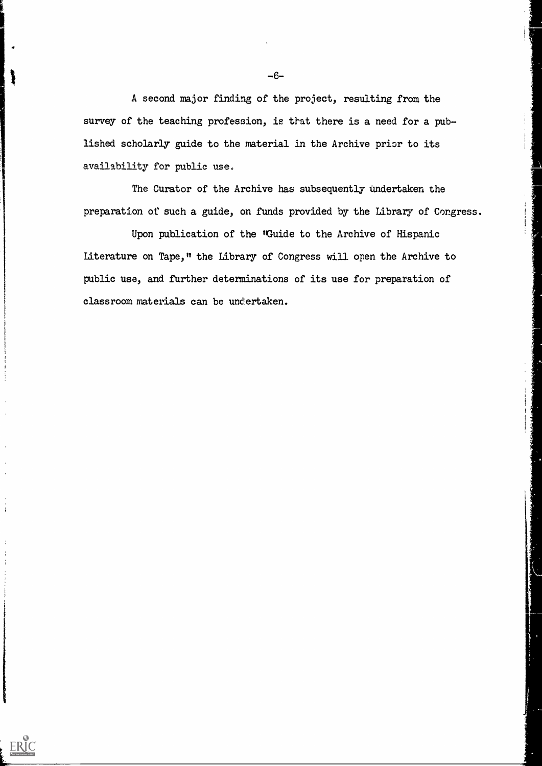A second major finding of the project, resulting from the survey of the teaching profession, is that there is a need for a published scholarly guide to the material in the Archive prior to its availability for public use.

The Curator of the Archive has subsequently undertaken the preparation of such a guide, on funds provided by the Library of Congress.

Upon publication of the "Guide to the Archive of Hispanic Literature on Tape," the Library of Congress will open the Archive to public use, and further determinations of its use for preparation of classroom materials can be undertaken.